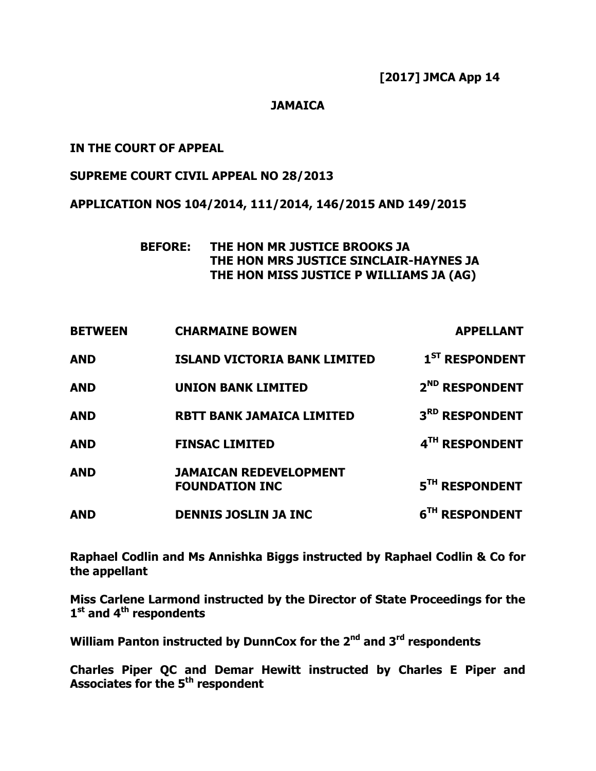**[2017] JMCA App 14**

**JAMAICA**

**IN THE COURT OF APPEAL**

**SUPREME COURT CIVIL APPEAL NO 28/2013**

**APPLICATION NOS 104/2014, 111/2014, 146/2015 AND 149/2015**

**BEFORE: THE HON MR JUSTICE BROOKS JA**
**THE HON MRS JUSTICE SINCLAIR-HAYNES JA**
**THE HON MISS JUSTICE P WILLIAMS JA (AG)**

| | | |
|---|---|---|
| **BETWEEN** | **CHARMAINE BOWEN** | **APPELLANT** |
| **AND** | **ISLAND VICTORIA BANK LIMITED** | **1ST RESPONDENT** |
| **AND** | **UNION BANK LIMITED** | **2ND RESPONDENT** |
| **AND** | **RBTT BANK JAMAICA LIMITED** | **3RD RESPONDENT** |
| **AND** | **FINSAC LIMITED** | **4TH RESPONDENT** |
| **AND** | **JAMAICAN REDEVELOPMENT FOUNDATION INC** | **5TH RESPONDENT** |
| **AND** | **DENNIS JOSLIN JA INC** | **6TH RESPONDENT** |

**Raphael Codlin and Ms Annishka Biggs instructed by Raphael Codlin & Co for the appellant**

**Miss Carlene Larmond instructed by the Director of State Proceedings for the 1st and 4th respondents**

**William Panton instructed by DunnCox for the 2nd and 3rd respondents**

**Charles Piper QC and Demar Hewitt instructed by Charles E Piper and Associates for the 5th respondent**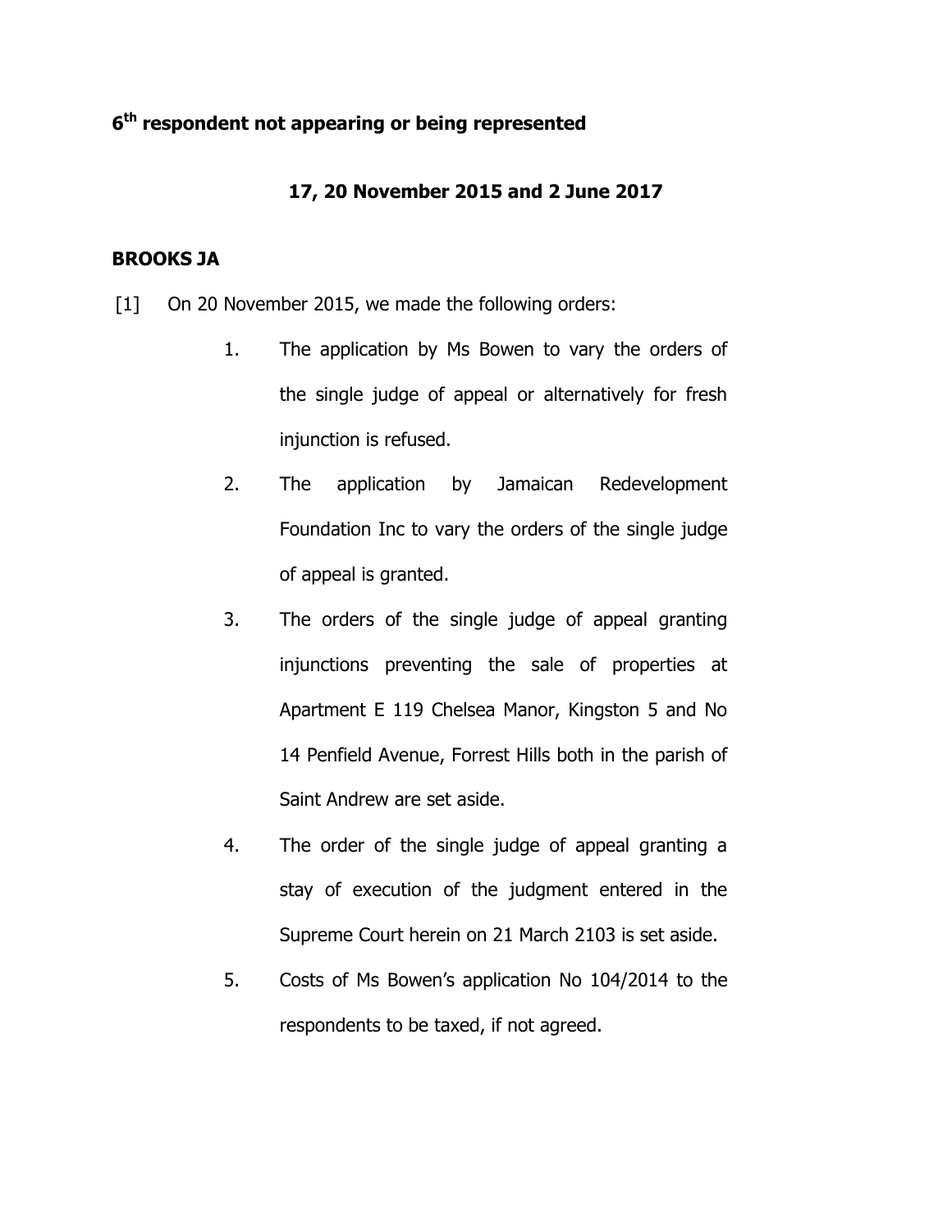**6th respondent not appearing or being represented**

**17, 20 November 2015 and 2 June 2017**

**BROOKS JA**

[1] On 20 November 2015, we made the following orders:

1. The application by Ms Bowen to vary the orders of the single judge of appeal or alternatively for fresh injunction is refused.
2. The application by Jamaican Redevelopment Foundation Inc to vary the orders of the single judge of appeal is granted.
3. The orders of the single judge of appeal granting injunctions preventing the sale of properties at Apartment E 119 Chelsea Manor, Kingston 5 and No 14 Penfield Avenue, Forrest Hills both in the parish of Saint Andrew are set aside.
4. The order of the single judge of appeal granting a stay of execution of the judgment entered in the Supreme Court herein on 21 March 2103 is set aside.
5. Costs of Ms Bowen's application No 104/2014 to the respondents to be taxed, if not agreed.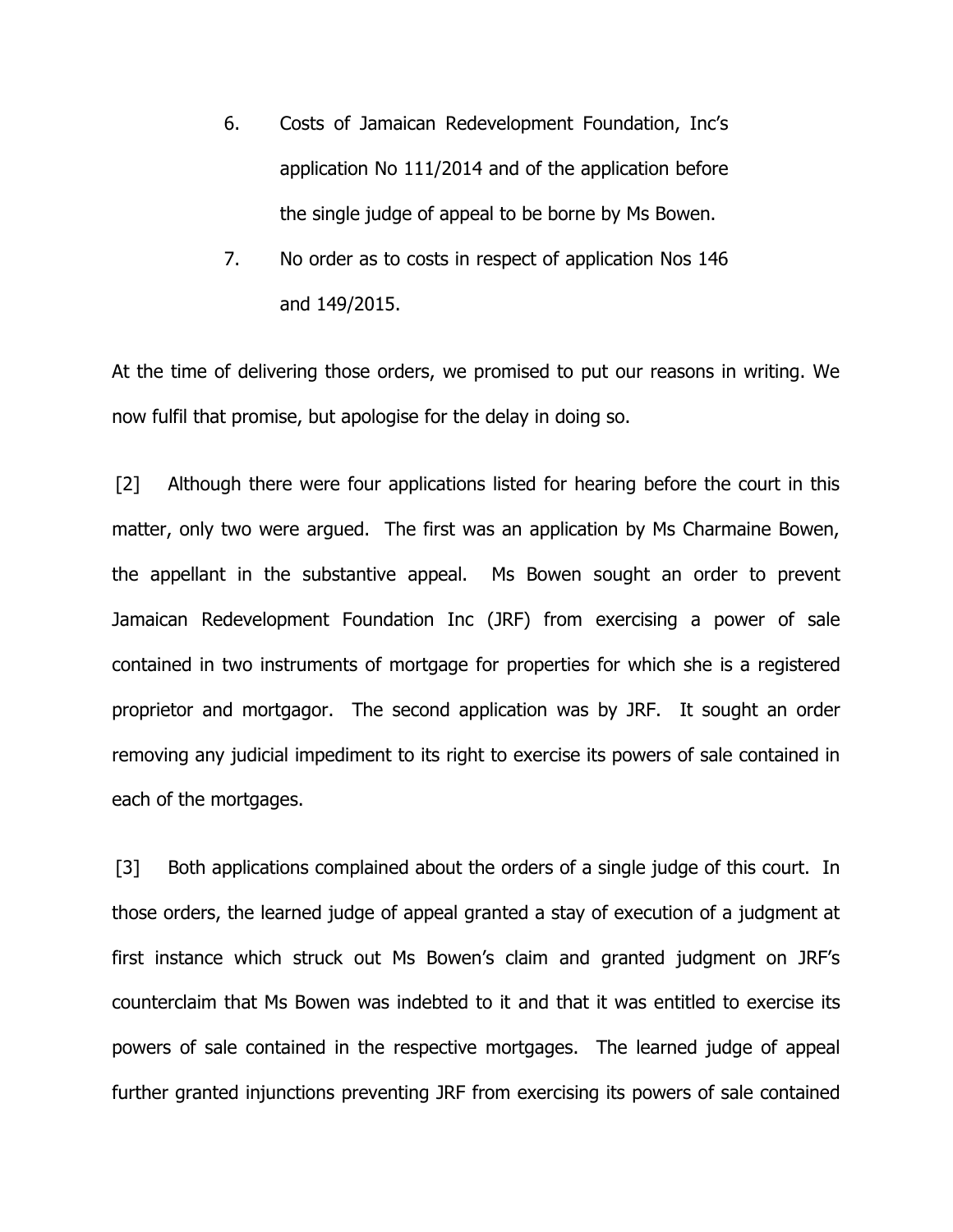6. Costs of Jamaican Redevelopment Foundation, Inc's application No 111/2014 and of the application before the single judge of appeal to be borne by Ms Bowen.

7. No order as to costs in respect of application Nos 146 and 149/2015.

At the time of delivering those orders, we promised to put our reasons in writing. We now fulfil that promise, but apologise for the delay in doing so.

[2] Although there were four applications listed for hearing before the court in this matter, only two were argued. The first was an application by Ms Charmaine Bowen, the appellant in the substantive appeal. Ms Bowen sought an order to prevent Jamaican Redevelopment Foundation Inc (JRF) from exercising a power of sale contained in two instruments of mortgage for properties for which she is a registered proprietor and mortgagor. The second application was by JRF. It sought an order removing any judicial impediment to its right to exercise its powers of sale contained in each of the mortgages.

[3] Both applications complained about the orders of a single judge of this court. In those orders, the learned judge of appeal granted a stay of execution of a judgment at first instance which struck out Ms Bowen's claim and granted judgment on JRF's counterclaim that Ms Bowen was indebted to it and that it was entitled to exercise its powers of sale contained in the respective mortgages. The learned judge of appeal further granted injunctions preventing JRF from exercising its powers of sale contained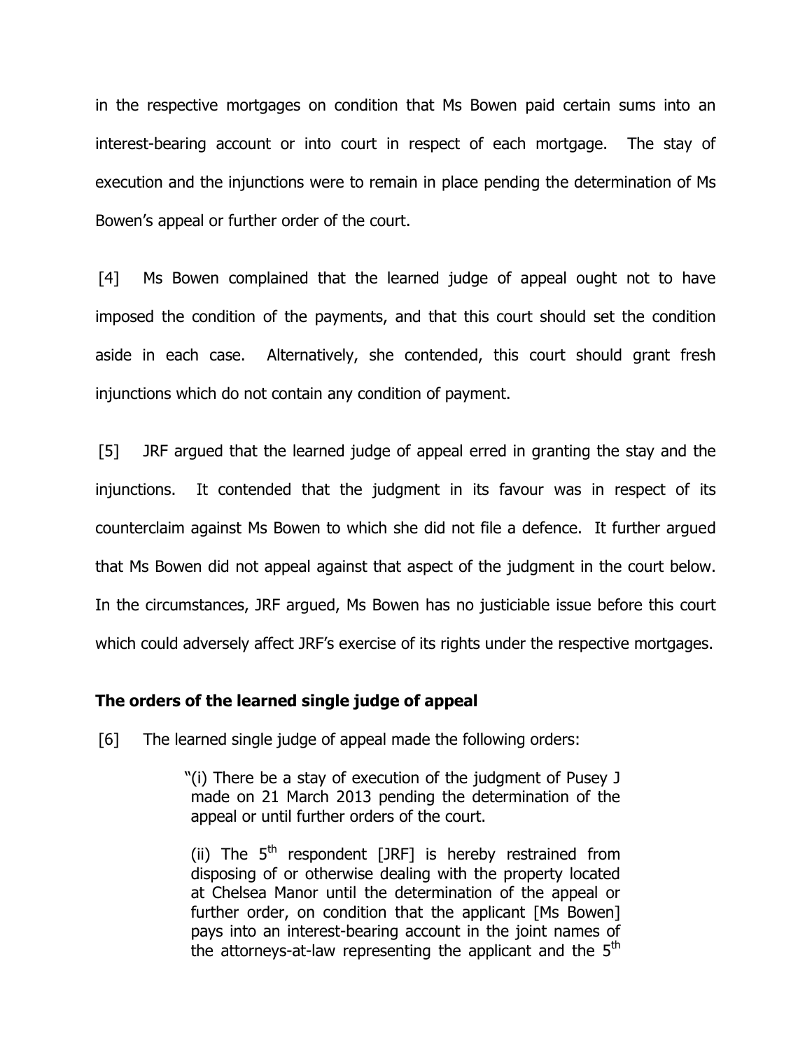in the respective mortgages on condition that Ms Bowen paid certain sums into an interest-bearing account or into court in respect of each mortgage. The stay of execution and the injunctions were to remain in place pending the determination of Ms Bowen's appeal or further order of the court.

[4] Ms Bowen complained that the learned judge of appeal ought not to have imposed the condition of the payments, and that this court should set the condition aside in each case. Alternatively, she contended, this court should grant fresh injunctions which do not contain any condition of payment.

[5] JRF argued that the learned judge of appeal erred in granting the stay and the injunctions. It contended that the judgment in its favour was in respect of its counterclaim against Ms Bowen to which she did not file a defence. It further argued that Ms Bowen did not appeal against that aspect of the judgment in the court below. In the circumstances, JRF argued, Ms Bowen has no justiciable issue before this court which could adversely affect JRF's exercise of its rights under the respective mortgages.

**The orders of the learned single judge of appeal**

[6] The learned single judge of appeal made the following orders:

> "(i) There be a stay of execution of the judgment of Pusey J made on 21 March 2013 pending the determination of the appeal or until further orders of the court.
>
> (ii) The 5th respondent [JRF] is hereby restrained from disposing of or otherwise dealing with the property located at Chelsea Manor until the determination of the appeal or further order, on condition that the applicant [Ms Bowen] pays into an interest-bearing account in the joint names of the attorneys-at-law representing the applicant and the 5th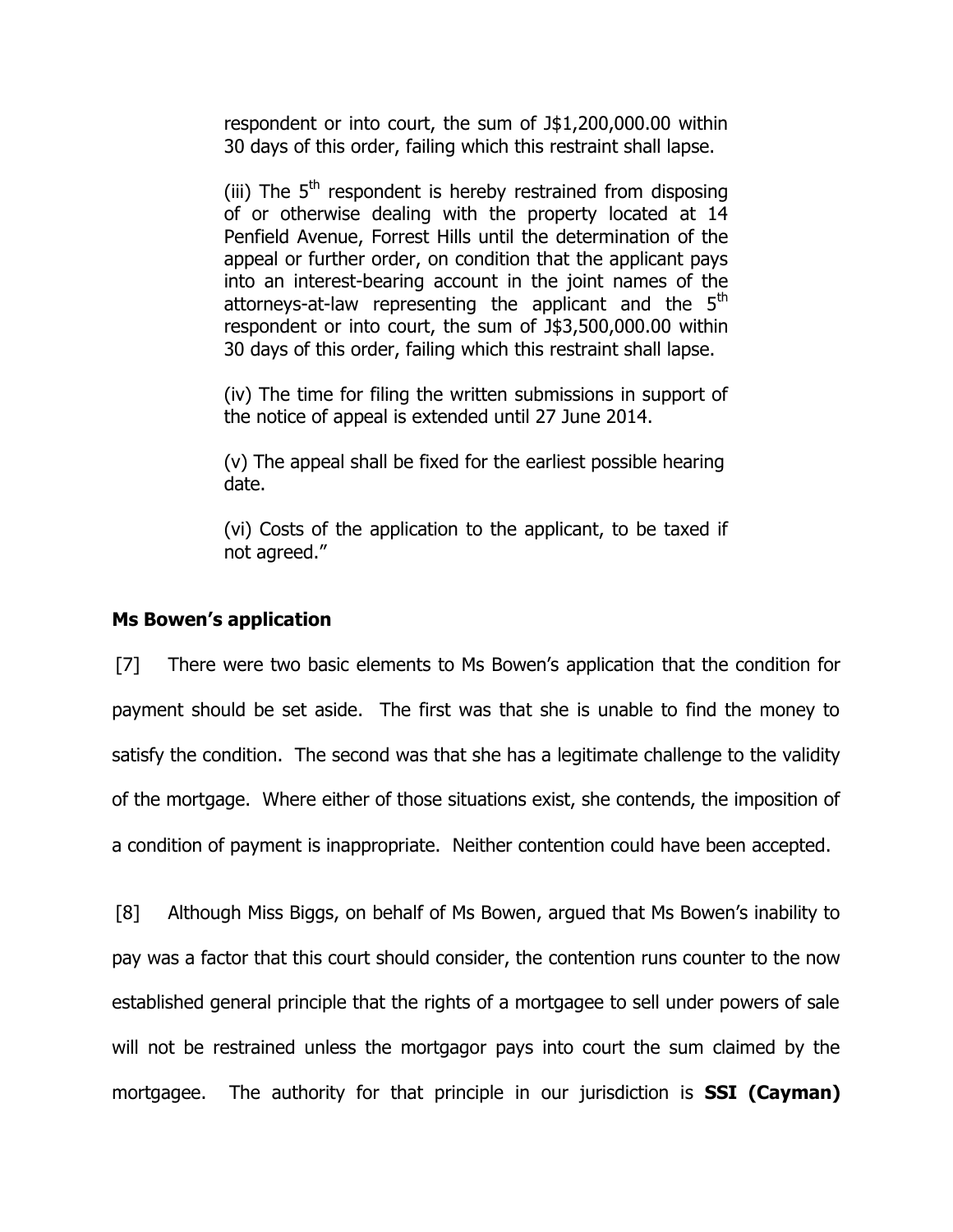respondent or into court, the sum of J$1,200,000.00 within 30 days of this order, failing which this restraint shall lapse.

(iii) The 5th respondent is hereby restrained from disposing of or otherwise dealing with the property located at 14 Penfield Avenue, Forrest Hills until the determination of the appeal or further order, on condition that the applicant pays into an interest-bearing account in the joint names of the attorneys-at-law representing the applicant and the 5th respondent or into court, the sum of J$3,500,000.00 within 30 days of this order, failing which this restraint shall lapse.

(iv) The time for filing the written submissions in support of the notice of appeal is extended until 27 June 2014.

(v) The appeal shall be fixed for the earliest possible hearing date.

(vi) Costs of the application to the applicant, to be taxed if not agreed."

**Ms Bowen's application**

[7] There were two basic elements to Ms Bowen's application that the condition for payment should be set aside. The first was that she is unable to find the money to satisfy the condition. The second was that she has a legitimate challenge to the validity of the mortgage. Where either of those situations exist, she contends, the imposition of a condition of payment is inappropriate. Neither contention could have been accepted.

[8] Although Miss Biggs, on behalf of Ms Bowen, argued that Ms Bowen's inability to pay was a factor that this court should consider, the contention runs counter to the now established general principle that the rights of a mortgagee to sell under powers of sale will not be restrained unless the mortgagor pays into court the sum claimed by the mortgagee. The authority for that principle in our jurisdiction is **SSI (Cayman)**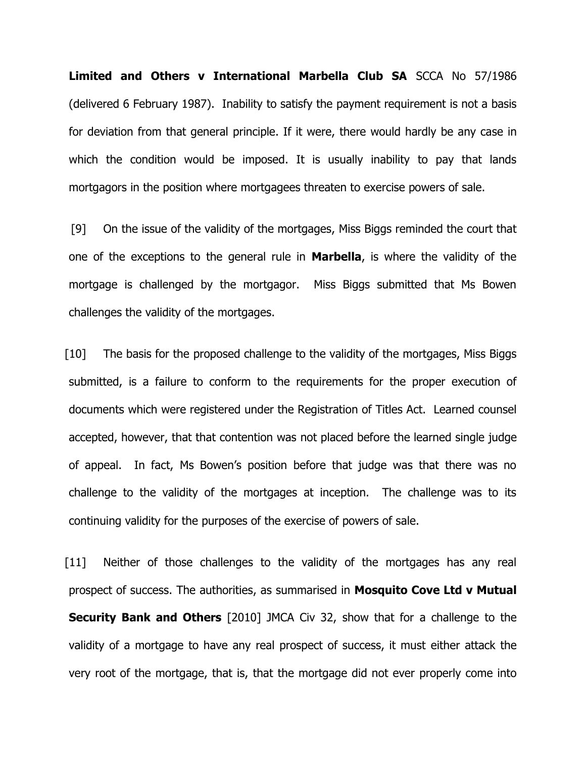**Limited and Others v International Marbella Club SA** SCCA No 57/1986 (delivered 6 February 1987). Inability to satisfy the payment requirement is not a basis for deviation from that general principle. If it were, there would hardly be any case in which the condition would be imposed. It is usually inability to pay that lands mortgagors in the position where mortgagees threaten to exercise powers of sale.

[9] On the issue of the validity of the mortgages, Miss Biggs reminded the court that one of the exceptions to the general rule in **Marbella**, is where the validity of the mortgage is challenged by the mortgagor. Miss Biggs submitted that Ms Bowen challenges the validity of the mortgages.

[10] The basis for the proposed challenge to the validity of the mortgages, Miss Biggs submitted, is a failure to conform to the requirements for the proper execution of documents which were registered under the Registration of Titles Act. Learned counsel accepted, however, that that contention was not placed before the learned single judge of appeal. In fact, Ms Bowen's position before that judge was that there was no challenge to the validity of the mortgages at inception. The challenge was to its continuing validity for the purposes of the exercise of powers of sale.

[11] Neither of those challenges to the validity of the mortgages has any real prospect of success. The authorities, as summarised in **Mosquito Cove Ltd v Mutual Security Bank and Others** [2010] JMCA Civ 32, show that for a challenge to the validity of a mortgage to have any real prospect of success, it must either attack the very root of the mortgage, that is, that the mortgage did not ever properly come into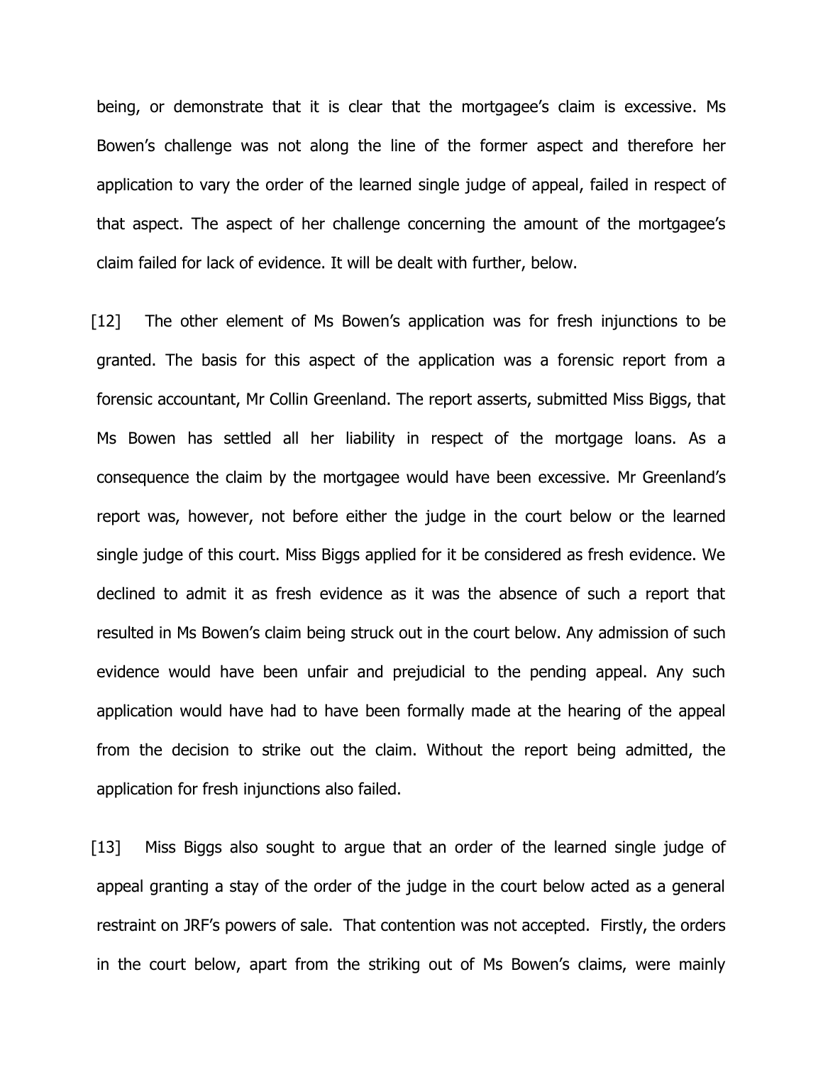being, or demonstrate that it is clear that the mortgagee's claim is excessive. Ms Bowen's challenge was not along the line of the former aspect and therefore her application to vary the order of the learned single judge of appeal, failed in respect of that aspect. The aspect of her challenge concerning the amount of the mortgagee's claim failed for lack of evidence. It will be dealt with further, below.

[12] The other element of Ms Bowen's application was for fresh injunctions to be granted. The basis for this aspect of the application was a forensic report from a forensic accountant, Mr Collin Greenland. The report asserts, submitted Miss Biggs, that Ms Bowen has settled all her liability in respect of the mortgage loans. As a consequence the claim by the mortgagee would have been excessive. Mr Greenland's report was, however, not before either the judge in the court below or the learned single judge of this court. Miss Biggs applied for it be considered as fresh evidence. We declined to admit it as fresh evidence as it was the absence of such a report that resulted in Ms Bowen's claim being struck out in the court below. Any admission of such evidence would have been unfair and prejudicial to the pending appeal. Any such application would have had to have been formally made at the hearing of the appeal from the decision to strike out the claim. Without the report being admitted, the application for fresh injunctions also failed.

[13] Miss Biggs also sought to argue that an order of the learned single judge of appeal granting a stay of the order of the judge in the court below acted as a general restraint on JRF's powers of sale. That contention was not accepted. Firstly, the orders in the court below, apart from the striking out of Ms Bowen's claims, were mainly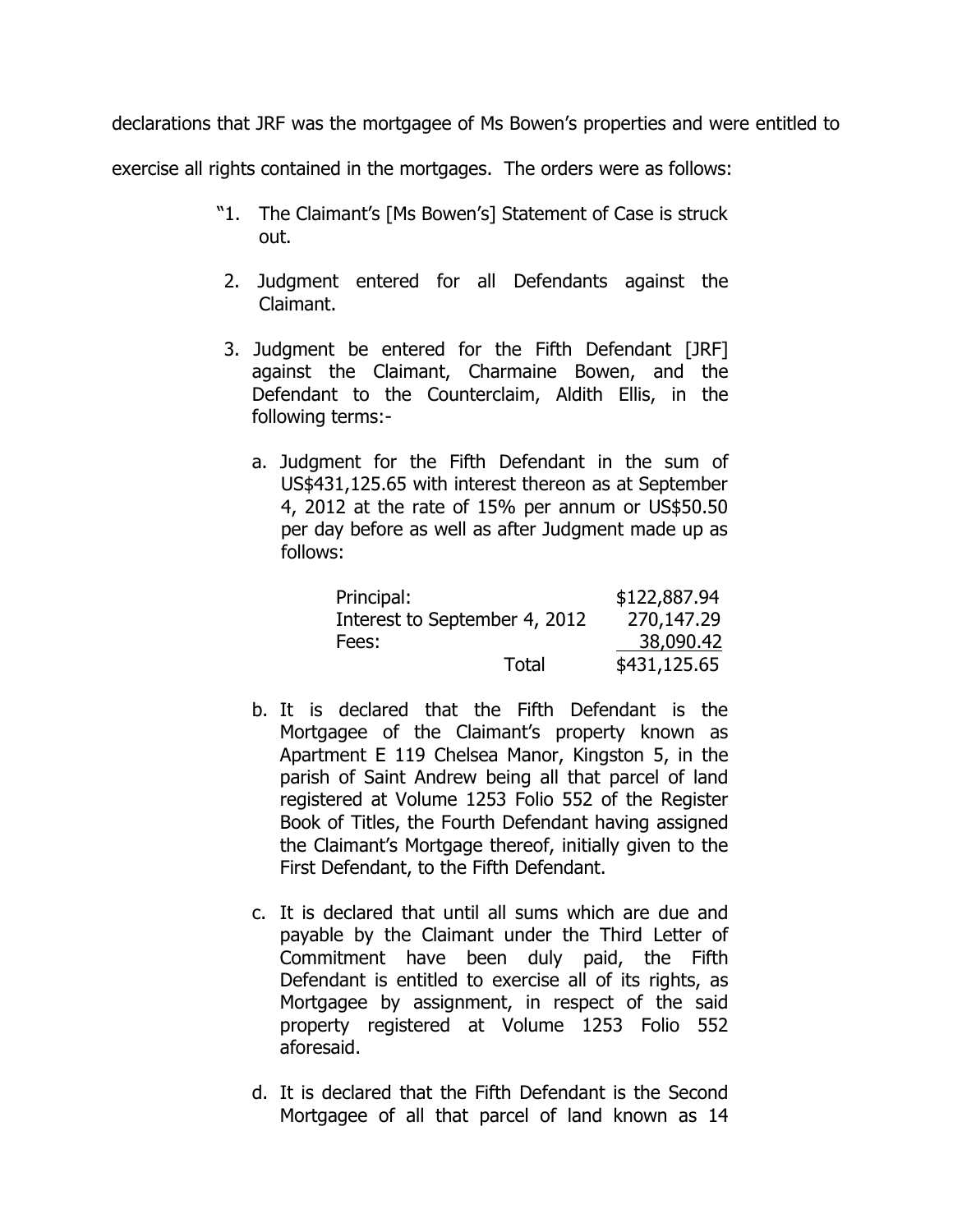declarations that JRF was the mortgagee of Ms Bowen's properties and were entitled to exercise all rights contained in the mortgages. The orders were as follows:

> "1. The Claimant's [Ms Bowen's] Statement of Case is struck out.
>
> 2. Judgment entered for all Defendants against the Claimant.
>
> 3. Judgment be entered for the Fifth Defendant [JRF] against the Claimant, Charmaine Bowen, and the Defendant to the Counterclaim, Aldith Ellis, in the following terms:-
>
> a. Judgment for the Fifth Defendant in the sum of US$431,125.65 with interest thereon as at September 4, 2012 at the rate of 15% per annum or US$50.50 per day before as well as after Judgment made up as follows:
>
> | | |
> |---|---|
> | Principal: | $122,887.94 |
> | Interest to September 4, 2012 | 270,147.29 |
> | Fees: | 38,090.42 |
> | Total | $431,125.65 |
>
> b. It is declared that the Fifth Defendant is the Mortgagee of the Claimant's property known as Apartment E 119 Chelsea Manor, Kingston 5, in the parish of Saint Andrew being all that parcel of land registered at Volume 1253 Folio 552 of the Register Book of Titles, the Fourth Defendant having assigned the Claimant's Mortgage thereof, initially given to the First Defendant, to the Fifth Defendant.
>
> c. It is declared that until all sums which are due and payable by the Claimant under the Third Letter of Commitment have been duly paid, the Fifth Defendant is entitled to exercise all of its rights, as Mortgagee by assignment, in respect of the said property registered at Volume 1253 Folio 552 aforesaid.
>
> d. It is declared that the Fifth Defendant is the Second Mortgagee of all that parcel of land known as 14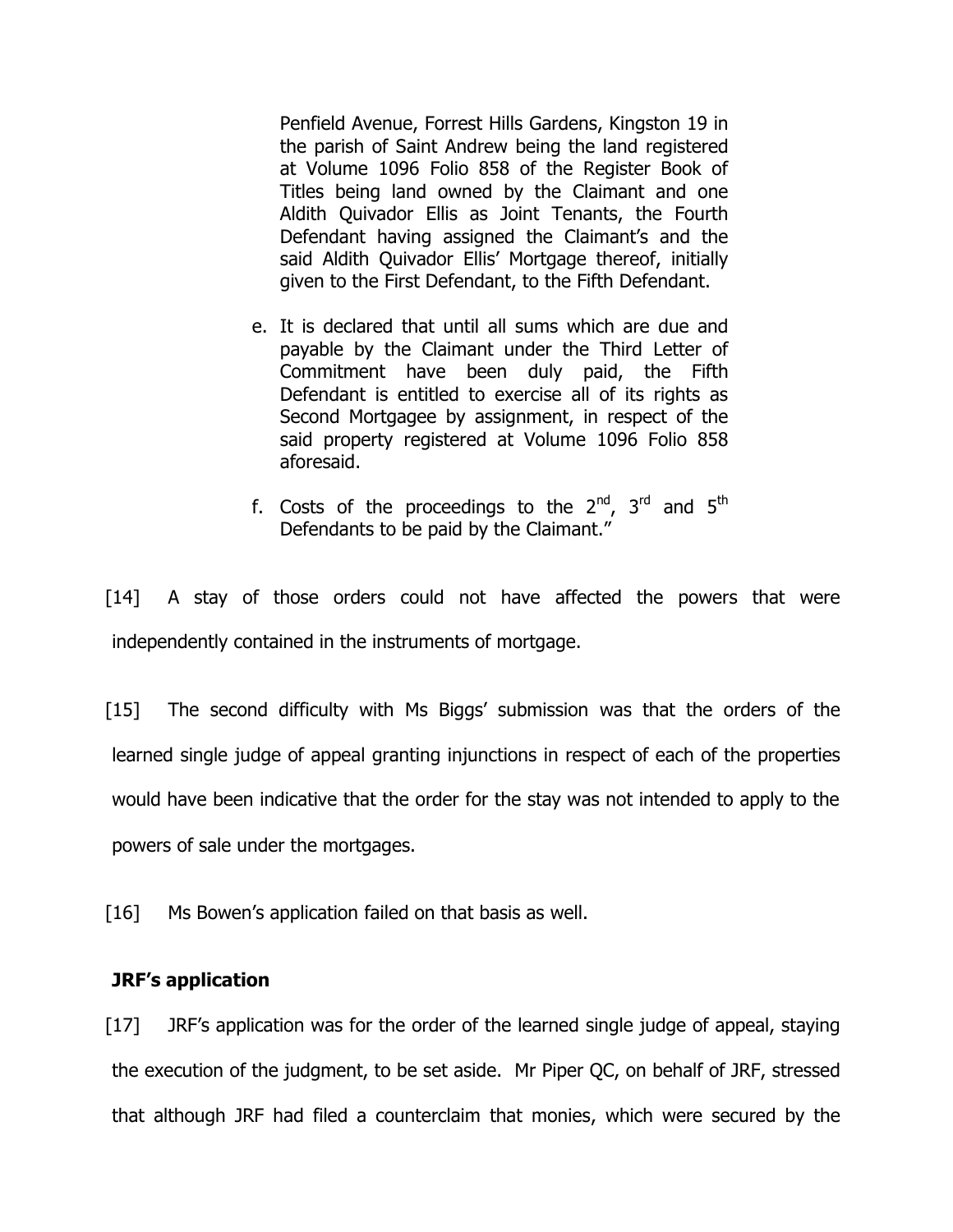Penfield Avenue, Forrest Hills Gardens, Kingston 19 in the parish of Saint Andrew being the land registered at Volume 1096 Folio 858 of the Register Book of Titles being land owned by the Claimant and one Aldith Quivador Ellis as Joint Tenants, the Fourth Defendant having assigned the Claimant's and the said Aldith Quivador Ellis' Mortgage thereof, initially given to the First Defendant, to the Fifth Defendant.

e. It is declared that until all sums which are due and payable by the Claimant under the Third Letter of Commitment have been duly paid, the Fifth Defendant is entitled to exercise all of its rights as Second Mortgagee by assignment, in respect of the said property registered at Volume 1096 Folio 858 aforesaid.

f. Costs of the proceedings to the 2nd, 3rd and 5th Defendants to be paid by the Claimant."

[14] A stay of those orders could not have affected the powers that were independently contained in the instruments of mortgage.

[15] The second difficulty with Ms Biggs' submission was that the orders of the learned single judge of appeal granting injunctions in respect of each of the properties would have been indicative that the order for the stay was not intended to apply to the powers of sale under the mortgages.

[16] Ms Bowen's application failed on that basis as well.

**JRF's application**

[17] JRF's application was for the order of the learned single judge of appeal, staying the execution of the judgment, to be set aside. Mr Piper QC, on behalf of JRF, stressed that although JRF had filed a counterclaim that monies, which were secured by the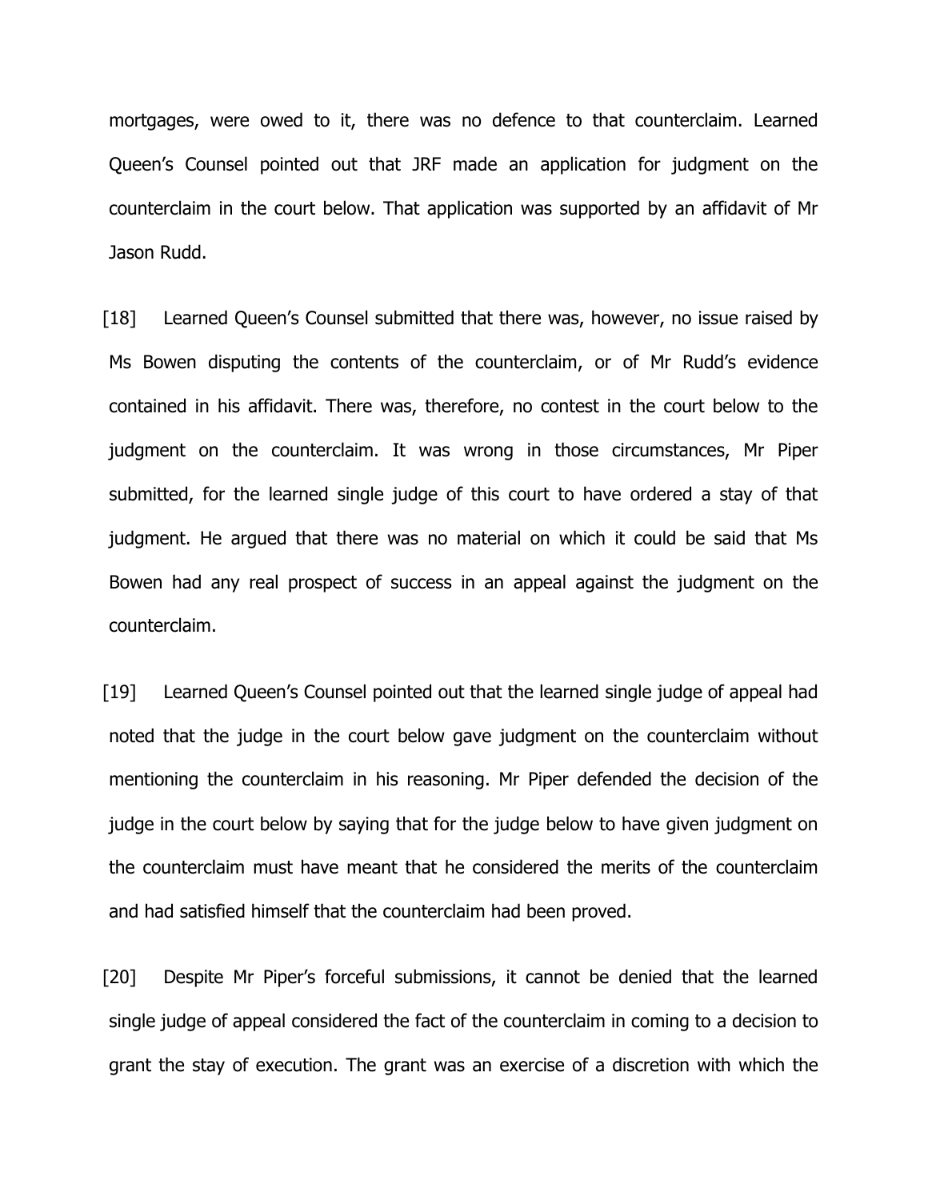mortgages, were owed to it, there was no defence to that counterclaim. Learned Queen's Counsel pointed out that JRF made an application for judgment on the counterclaim in the court below. That application was supported by an affidavit of Mr Jason Rudd.

[18] Learned Queen's Counsel submitted that there was, however, no issue raised by Ms Bowen disputing the contents of the counterclaim, or of Mr Rudd's evidence contained in his affidavit. There was, therefore, no contest in the court below to the judgment on the counterclaim. It was wrong in those circumstances, Mr Piper submitted, for the learned single judge of this court to have ordered a stay of that judgment. He argued that there was no material on which it could be said that Ms Bowen had any real prospect of success in an appeal against the judgment on the counterclaim.

[19] Learned Queen's Counsel pointed out that the learned single judge of appeal had noted that the judge in the court below gave judgment on the counterclaim without mentioning the counterclaim in his reasoning. Mr Piper defended the decision of the judge in the court below by saying that for the judge below to have given judgment on the counterclaim must have meant that he considered the merits of the counterclaim and had satisfied himself that the counterclaim had been proved.

[20] Despite Mr Piper's forceful submissions, it cannot be denied that the learned single judge of appeal considered the fact of the counterclaim in coming to a decision to grant the stay of execution. The grant was an exercise of a discretion with which the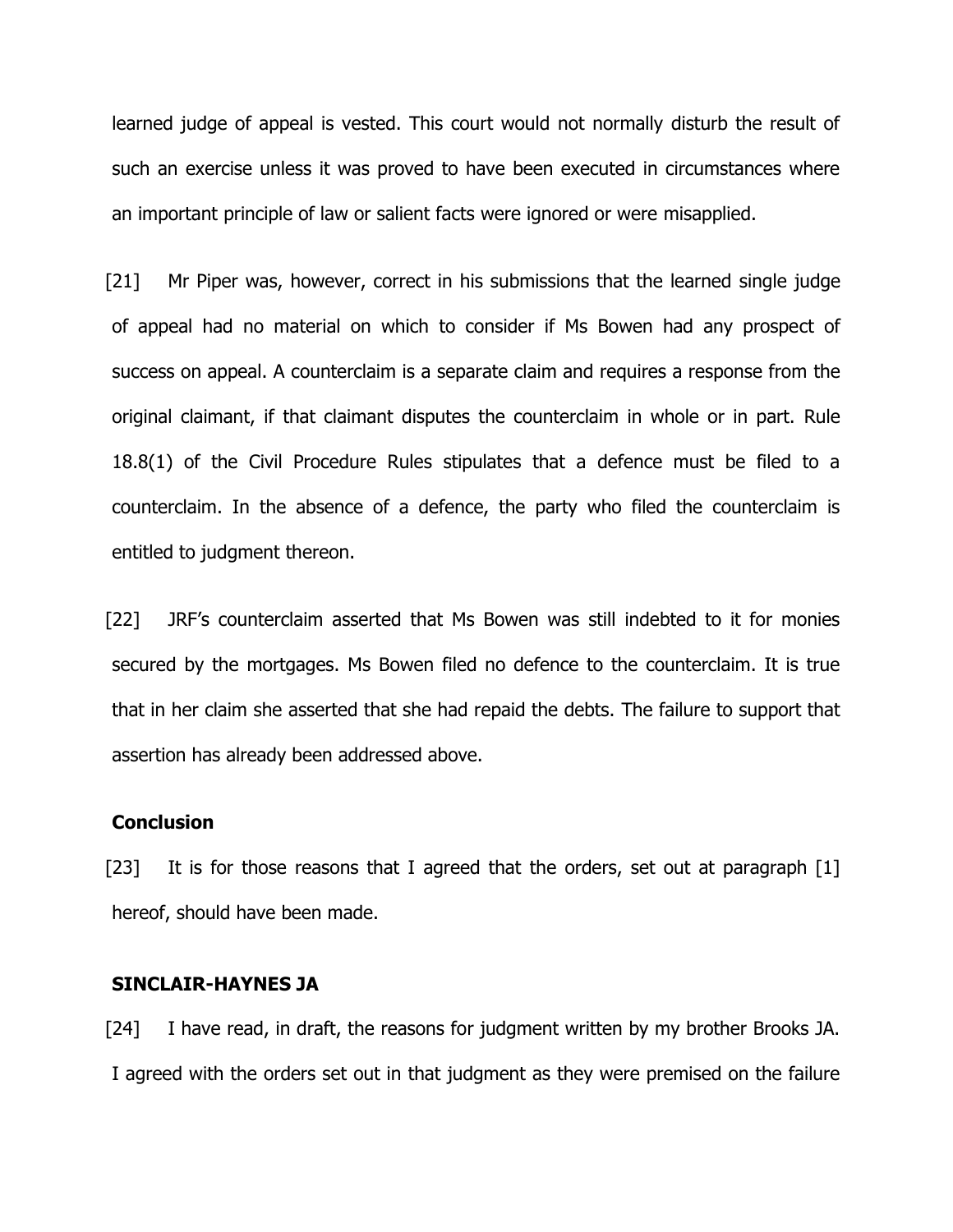learned judge of appeal is vested. This court would not normally disturb the result of such an exercise unless it was proved to have been executed in circumstances where an important principle of law or salient facts were ignored or were misapplied.

[21] Mr Piper was, however, correct in his submissions that the learned single judge of appeal had no material on which to consider if Ms Bowen had any prospect of success on appeal. A counterclaim is a separate claim and requires a response from the original claimant, if that claimant disputes the counterclaim in whole or in part. Rule 18.8(1) of the Civil Procedure Rules stipulates that a defence must be filed to a counterclaim. In the absence of a defence, the party who filed the counterclaim is entitled to judgment thereon.

[22] JRF's counterclaim asserted that Ms Bowen was still indebted to it for monies secured by the mortgages. Ms Bowen filed no defence to the counterclaim. It is true that in her claim she asserted that she had repaid the debts. The failure to support that assertion has already been addressed above.

## Conclusion

[23] It is for those reasons that I agreed that the orders, set out at paragraph [1] hereof, should have been made.

## SINCLAIR-HAYNES JA

[24] I have read, in draft, the reasons for judgment written by my brother Brooks JA. I agreed with the orders set out in that judgment as they were premised on the failure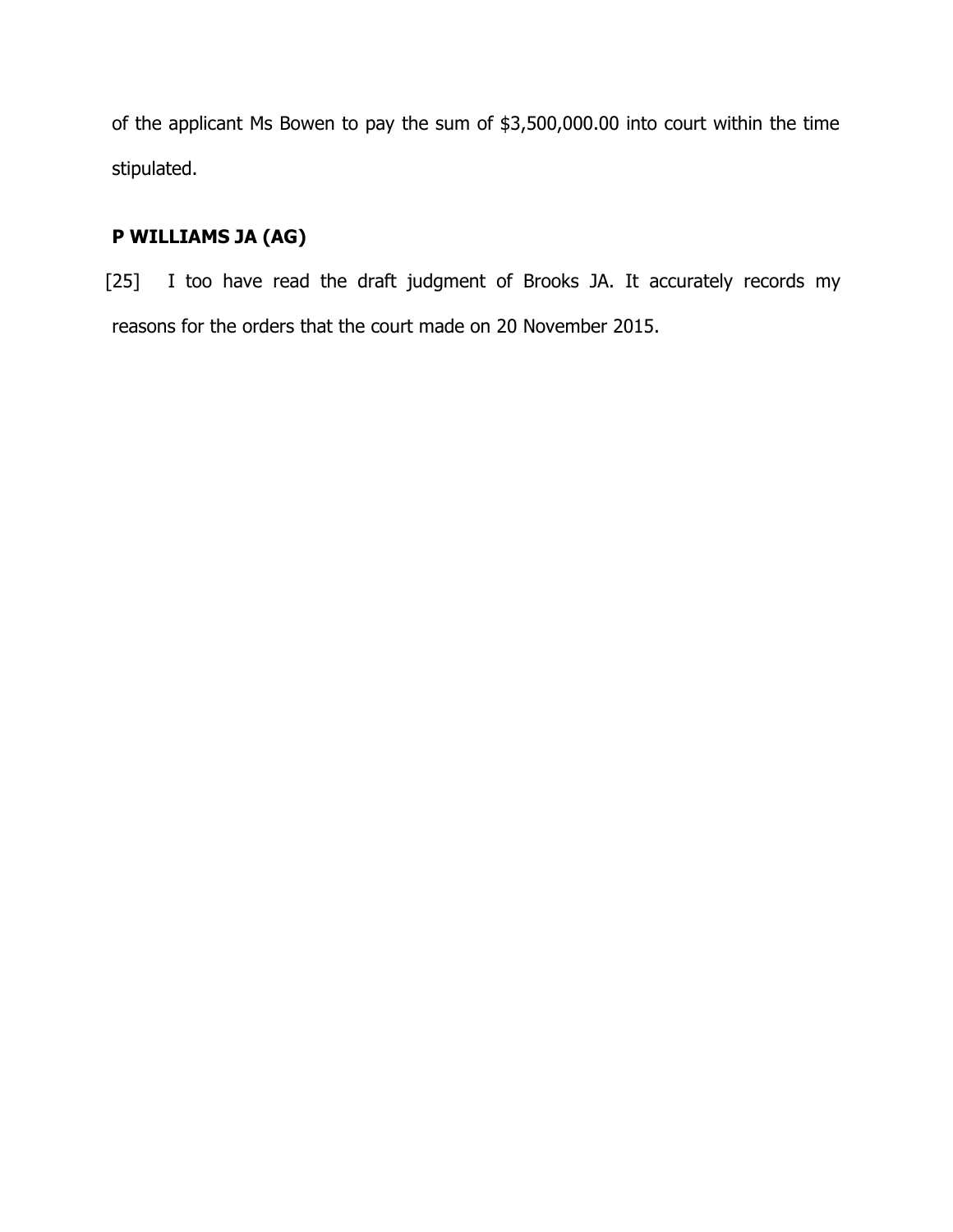of the applicant Ms Bowen to pay the sum of $3,500,000.00 into court within the time stipulated.

**P WILLIAMS JA (AG)**

[25] I too have read the draft judgment of Brooks JA. It accurately records my reasons for the orders that the court made on 20 November 2015.